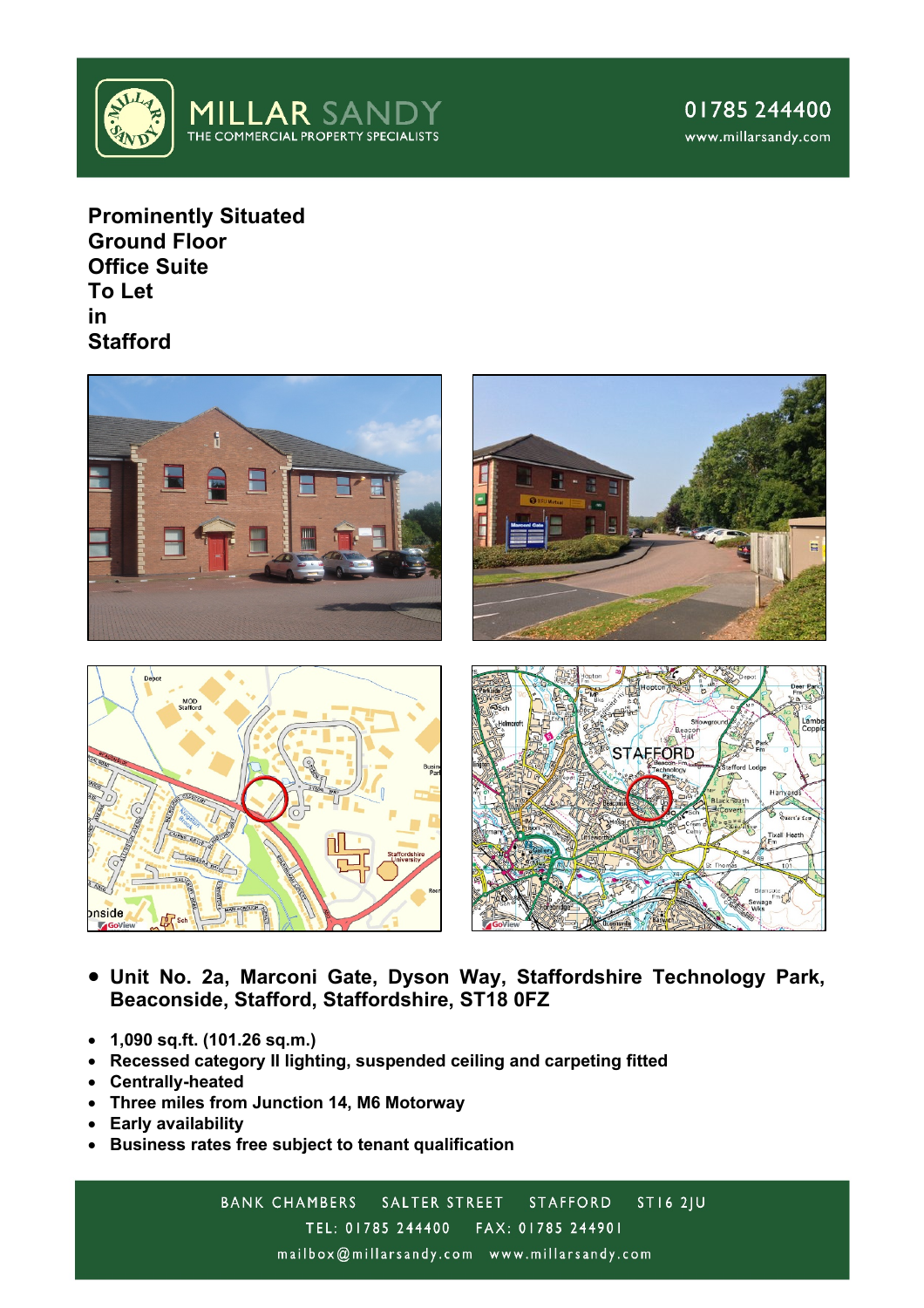# MILLAR SANDY

THE COMMERCIAL PROPERTY SPECIALISTS

01785 244400
www.millarsandy.com

## Prominently Situated Ground Floor Office Suite To Let in Stafford

- **Unit No. 2a, Marconi Gate, Dyson Way, Staffordshire Technology Park, Beaconside, Stafford, Staffordshire, ST18 0FZ**

- **1,090 sq.ft. (101.26 sq.m.)**
- **Recessed category II lighting, suspended ceiling and carpeting fitted**
- **Centrally-heated**
- **Three miles from Junction 14, M6 Motorway**
- **Early availability**
- **Business rates free subject to tenant qualification**

BANK CHAMBERS SALTER STREET STAFFORD ST16 2JU
TEL: 01785 244400 FAX: 01785 244901
mailbox@millarsandy.com www.millarsandy.com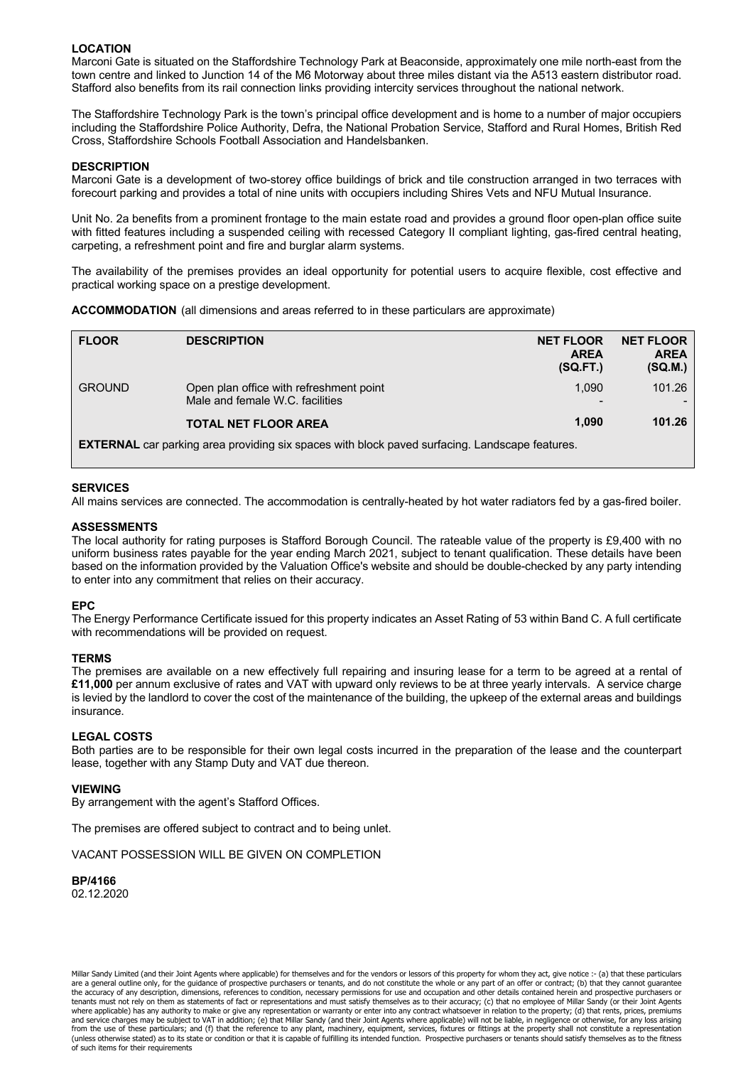## LOCATION

Marconi Gate is situated on the Staffordshire Technology Park at Beaconside, approximately one mile north-east from the town centre and linked to Junction 14 of the M6 Motorway about three miles distant via the A513 eastern distributor road. Stafford also benefits from its rail connection links providing intercity services throughout the national network.

The Staffordshire Technology Park is the town's principal office development and is home to a number of major occupiers including the Staffordshire Police Authority, Defra, the National Probation Service, Stafford and Rural Homes, British Red Cross, Staffordshire Schools Football Association and Handelsbanken.

## DESCRIPTION

Marconi Gate is a development of two-storey office buildings of brick and tile construction arranged in two terraces with forecourt parking and provides a total of nine units with occupiers including Shires Vets and NFU Mutual Insurance.

Unit No. 2a benefits from a prominent frontage to the main estate road and provides a ground floor open-plan office suite with fitted features including a suspended ceiling with recessed Category II compliant lighting, gas-fired central heating, carpeting, a refreshment point and fire and burglar alarm systems.

The availability of the premises provides an ideal opportunity for potential users to acquire flexible, cost effective and practical working space on a prestige development.

**ACCOMMODATION** (all dimensions and areas referred to in these particulars are approximate)

| FLOOR | DESCRIPTION | NET FLOOR AREA (SQ.FT.) | NET FLOOR AREA (SQ.M.) |
|---|---|---|---|
| GROUND | Open plan office with refreshment point<br>Male and female W.C. facilities | 1,090<br>- | 101.26<br>- |
| | **TOTAL NET FLOOR AREA** | **1,090** | **101.26** |

**EXTERNAL** car parking area providing six spaces with block paved surfacing. Landscape features.

## SERVICES

All mains services are connected. The accommodation is centrally-heated by hot water radiators fed by a gas-fired boiler.

## ASSESSMENTS

The local authority for rating purposes is Stafford Borough Council. The rateable value of the property is £9,400 with no uniform business rates payable for the year ending March 2021, subject to tenant qualification. These details have been based on the information provided by the Valuation Office's website and should be double-checked by any party intending to enter into any commitment that relies on their accuracy.

## EPC

The Energy Performance Certificate issued for this property indicates an Asset Rating of 53 within Band C. A full certificate with recommendations will be provided on request.

## TERMS

The premises are available on a new effectively full repairing and insuring lease for a term to be agreed at a rental of **£11,000** per annum exclusive of rates and VAT with upward only reviews to be at three yearly intervals. A service charge is levied by the landlord to cover the cost of the maintenance of the building, the upkeep of the external areas and buildings insurance.

## LEGAL COSTS

Both parties are to be responsible for their own legal costs incurred in the preparation of the lease and the counterpart lease, together with any Stamp Duty and VAT due thereon.

## VIEWING

By arrangement with the agent's Stafford Offices.

The premises are offered subject to contract and to being unlet.

VACANT POSSESSION WILL BE GIVEN ON COMPLETION

**BP/4166**
02.12.2020

Millar Sandy Limited (and their Joint Agents where applicable) for themselves and for the vendors or lessors of this property for whom they act, give notice :- (a) that these particulars are a general outline only, for the guidance of prospective purchasers or tenants, and do not constitute the whole or any part of an offer or contract; (b) that they cannot guarantee the accuracy of any description, dimensions, references to condition, necessary permissions for use and occupation and other details contained herein and prospective purchasers or tenants must not rely on them as statements of fact or representations and must satisfy themselves as to their accuracy; (c) that no employee of Millar Sandy (or their Joint Agents where applicable) has any authority to make or give any representation or warranty or enter into any contract whatsoever in relation to the property; (d) that rents, prices, premiums and service charges may be subject to VAT in addition; (e) that Millar Sandy (and their Joint Agents where applicable) will not be liable, in negligence or otherwise, for any loss arising from the use of these particulars; and (f) that the reference to any plant, machinery, equipment, services, fixtures or fittings at the property shall not constitute a representation (unless otherwise stated) as to its state or condition or that it is capable of fulfilling its intended function. Prospective purchasers or tenants should satisfy themselves as to the fitness of such items for their requirements